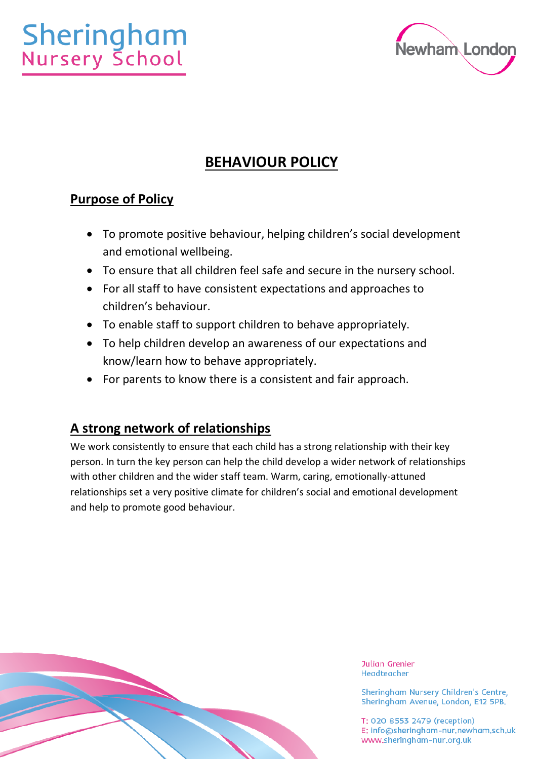# Sheringham Nursery School

## BEHAVIOUR POLICY

### Purpose of Policy

- To promote positive behaviour, helping children's social development and emotional wellbeing.
- To ensure that all children feel safe and secure in the nursery school.
- For all staff to have consistent expectations and approaches to children's behaviour.
- To enable staff to support children to behave appropriately.
- To help children develop an awareness of our expectations and know/learn how to behave appropriately.
- For parents to know there is a consistent and fair approach.

### A strong network of relationships

We work consistently to ensure that each child has a strong relationship with their key person. In turn the key person can help the child develop a wider network of relationships with other children and the wider staff team. Warm, caring, emotionally-attuned relationships set a very positive climate for children's social and emotional development and help to promote good behaviour.

Julian Grenier
Headteacher

Sheringham Nursery Children's Centre,
Sheringham Avenue, London, E12 5PB.

T: 020 8553 2479 (reception)
E: info@sheringham-nur.newham.sch.uk
www.sheringham-nur.org.uk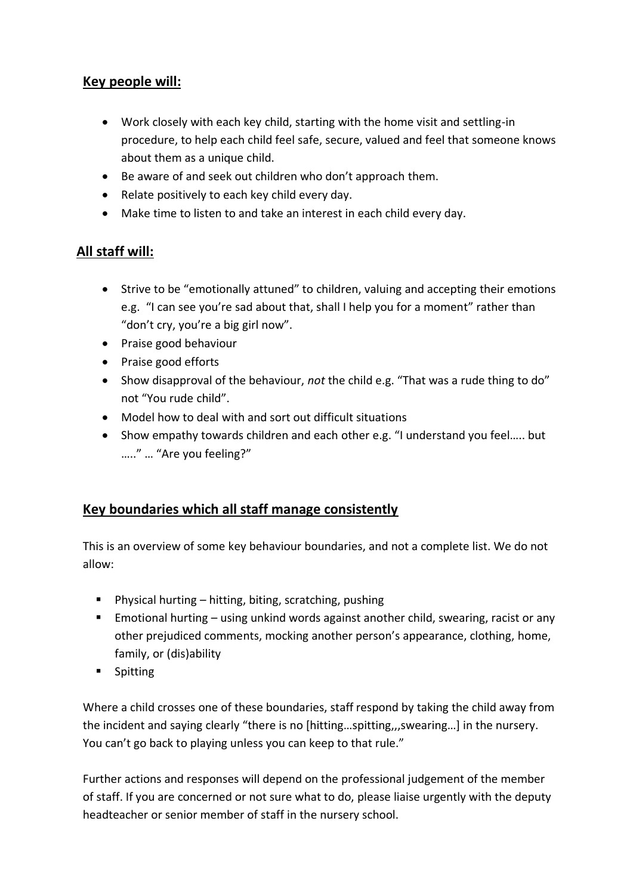## Key people will:

- Work closely with each key child, starting with the home visit and settling-in procedure, to help each child feel safe, secure, valued and feel that someone knows about them as a unique child.
- Be aware of and seek out children who don't approach them.
- Relate positively to each key child every day.
- Make time to listen to and take an interest in each child every day.

## All staff will:

- Strive to be "emotionally attuned" to children, valuing and accepting their emotions e.g. "I can see you're sad about that, shall I help you for a moment" rather than "don't cry, you're a big girl now".
- Praise good behaviour
- Praise good efforts
- Show disapproval of the behaviour, *not* the child e.g. "That was a rude thing to do" not "You rude child".
- Model how to deal with and sort out difficult situations
- Show empathy towards children and each other e.g. "I understand you feel….. but ….." … "Are you feeling?"

## Key boundaries which all staff manage consistently

This is an overview of some key behaviour boundaries, and not a complete list. We do not allow:

- Physical hurting – hitting, biting, scratching, pushing
- Emotional hurting – using unkind words against another child, swearing, racist or any other prejudiced comments, mocking another person's appearance, clothing, home, family, or (dis)ability
- Spitting

Where a child crosses one of these boundaries, staff respond by taking the child away from the incident and saying clearly "there is no [hitting…spitting,,,swearing…] in the nursery. You can't go back to playing unless you can keep to that rule."

Further actions and responses will depend on the professional judgement of the member of staff. If you are concerned or not sure what to do, please liaise urgently with the deputy headteacher or senior member of staff in the nursery school.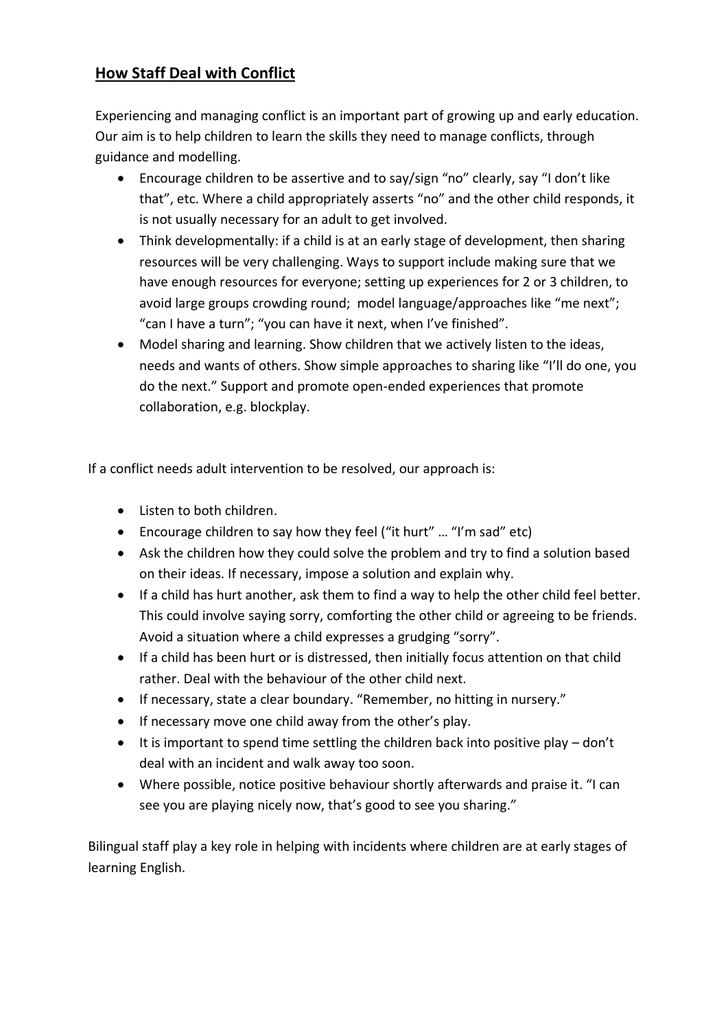## **How Staff Deal with Conflict**

Experiencing and managing conflict is an important part of growing up and early education. Our aim is to help children to learn the skills they need to manage conflicts, through guidance and modelling.

- Encourage children to be assertive and to say/sign "no" clearly, say "I don't like that", etc. Where a child appropriately asserts "no" and the other child responds, it is not usually necessary for an adult to get involved.
- Think developmentally: if a child is at an early stage of development, then sharing resources will be very challenging. Ways to support include making sure that we have enough resources for everyone; setting up experiences for 2 or 3 children, to avoid large groups crowding round; model language/approaches like "me next"; "can I have a turn"; "you can have it next, when I've finished".
- Model sharing and learning. Show children that we actively listen to the ideas, needs and wants of others. Show simple approaches to sharing like "I'll do one, you do the next." Support and promote open-ended experiences that promote collaboration, e.g. blockplay.

If a conflict needs adult intervention to be resolved, our approach is:

- Listen to both children.
- Encourage children to say how they feel ("it hurt" … "I'm sad" etc)
- Ask the children how they could solve the problem and try to find a solution based on their ideas. If necessary, impose a solution and explain why.
- If a child has hurt another, ask them to find a way to help the other child feel better. This could involve saying sorry, comforting the other child or agreeing to be friends. Avoid a situation where a child expresses a grudging "sorry".
- If a child has been hurt or is distressed, then initially focus attention on that child rather. Deal with the behaviour of the other child next.
- If necessary, state a clear boundary. "Remember, no hitting in nursery."
- If necessary move one child away from the other's play.
- It is important to spend time settling the children back into positive play – don't deal with an incident and walk away too soon.
- Where possible, notice positive behaviour shortly afterwards and praise it. "I can see you are playing nicely now, that's good to see you sharing."

Bilingual staff play a key role in helping with incidents where children are at early stages of learning English.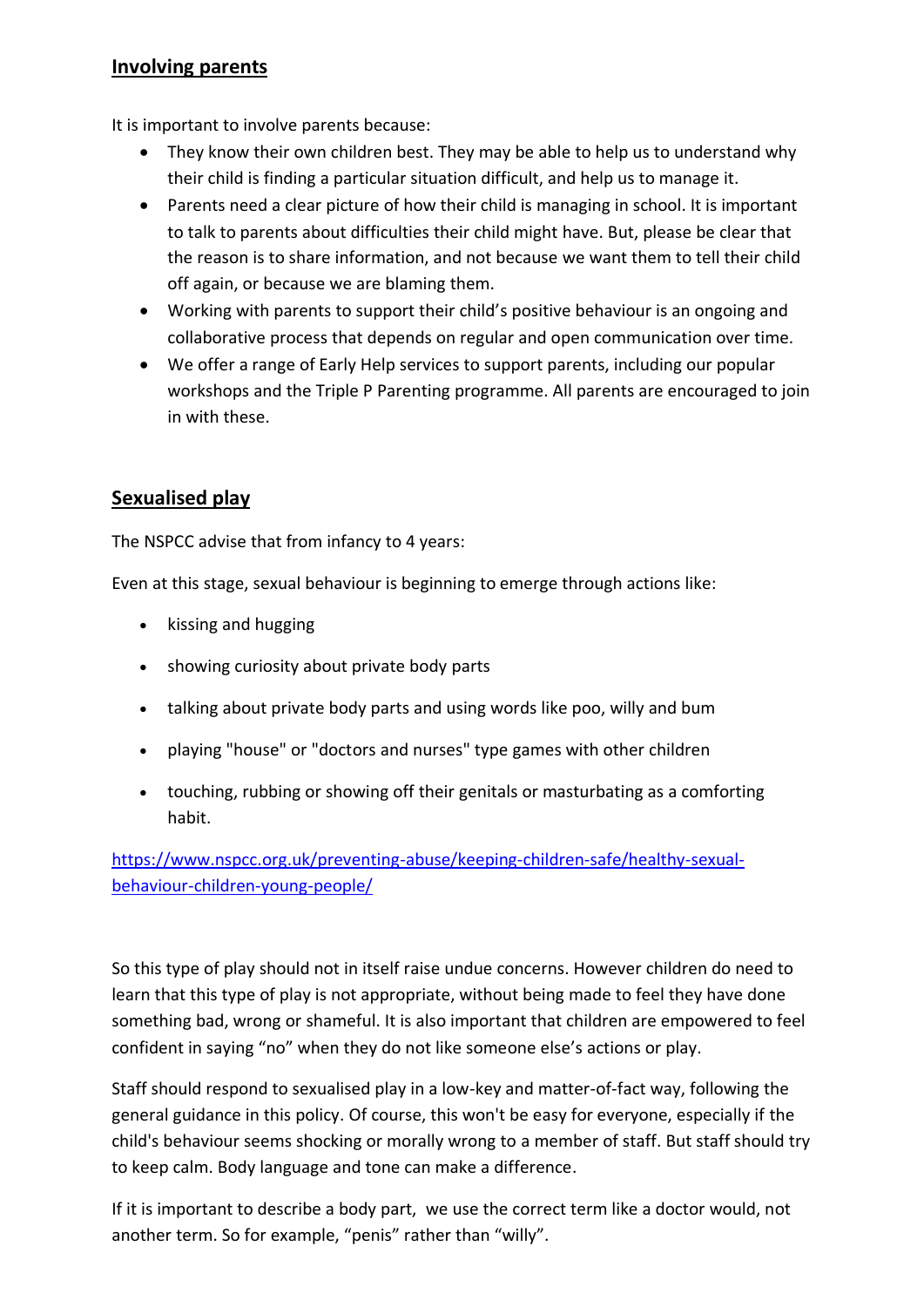## Involving parents

It is important to involve parents because:

- They know their own children best. They may be able to help us to understand why their child is finding a particular situation difficult, and help us to manage it.
- Parents need a clear picture of how their child is managing in school. It is important to talk to parents about difficulties their child might have. But, please be clear that the reason is to share information, and not because we want them to tell their child off again, or because we are blaming them.
- Working with parents to support their child's positive behaviour is an ongoing and collaborative process that depends on regular and open communication over time.
- We offer a range of Early Help services to support parents, including our popular workshops and the Triple P Parenting programme. All parents are encouraged to join in with these.

## Sexualised play

The NSPCC advise that from infancy to 4 years:

Even at this stage, sexual behaviour is beginning to emerge through actions like:

- kissing and hugging
- showing curiosity about private body parts
- talking about private body parts and using words like poo, willy and bum
- playing "house" or "doctors and nurses" type games with other children
- touching, rubbing or showing off their genitals or masturbating as a comforting habit.

[https://www.nspcc.org.uk/preventing-abuse/keeping-children-safe/healthy-sexual-behaviour-children-young-people/](https://www.nspcc.org.uk/preventing-abuse/keeping-children-safe/healthy-sexual-behaviour-children-young-people/)

So this type of play should not in itself raise undue concerns. However children do need to learn that this type of play is not appropriate, without being made to feel they have done something bad, wrong or shameful. It is also important that children are empowered to feel confident in saying "no" when they do not like someone else's actions or play.

Staff should respond to sexualised play in a low-key and matter-of-fact way, following the general guidance in this policy. Of course, this won't be easy for everyone, especially if the child's behaviour seems shocking or morally wrong to a member of staff. But staff should try to keep calm. Body language and tone can make a difference.

If it is important to describe a body part, we use the correct term like a doctor would, not another term. So for example, "penis" rather than "willy".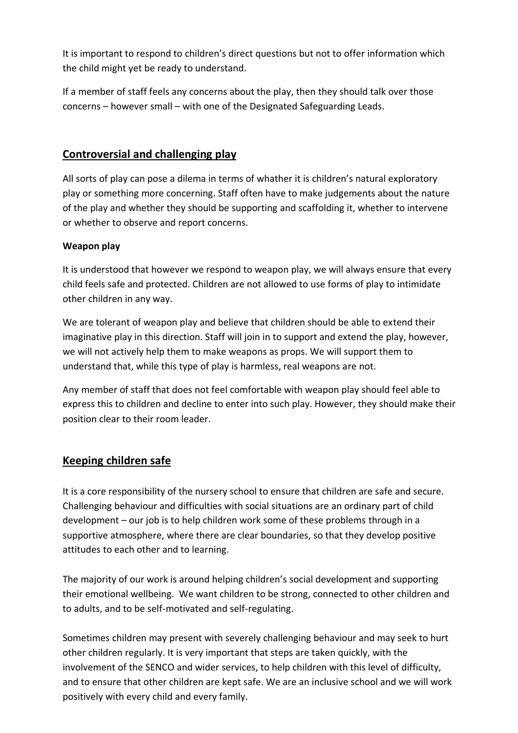It is important to respond to children's direct questions but not to offer information which the child might yet be ready to understand.

If a member of staff feels any concerns about the play, then they should talk over those concerns – however small – with one of the Designated Safeguarding Leads.

## Controversial and challenging play

All sorts of play can pose a dilema in terms of whather it is children's natural exploratory play or something more concerning. Staff often have to make judgements about the nature of the play and whether they should be supporting and scaffolding it, whether to intervene or whether to observe and report concerns.

### Weapon play

It is understood that however we respond to weapon play, we will always ensure that every child feels safe and protected. Children are not allowed to use forms of play to intimidate other children in any way.

We are tolerant of weapon play and believe that children should be able to extend their imaginative play in this direction. Staff will join in to support and extend the play, however, we will not actively help them to make weapons as props. We will support them to understand that, while this type of play is harmless, real weapons are not.

Any member of staff that does not feel comfortable with weapon play should feel able to express this to children and decline to enter into such play. However, they should make their position clear to their room leader.

## Keeping children safe

It is a core responsibility of the nursery school to ensure that children are safe and secure. Challenging behaviour and difficulties with social situations are an ordinary part of child development – our job is to help children work some of these problems through in a supportive atmosphere, where there are clear boundaries, so that they develop positive attitudes to each other and to learning.

The majority of our work is around helping children's social development and supporting their emotional wellbeing. We want children to be strong, connected to other children and to adults, and to be self-motivated and self-regulating.

Sometimes children may present with severely challenging behaviour and may seek to hurt other children regularly. It is very important that steps are taken quickly, with the involvement of the SENCO and wider services, to help children with this level of difficulty, and to ensure that other children are kept safe. We are an inclusive school and we will work positively with every child and every family.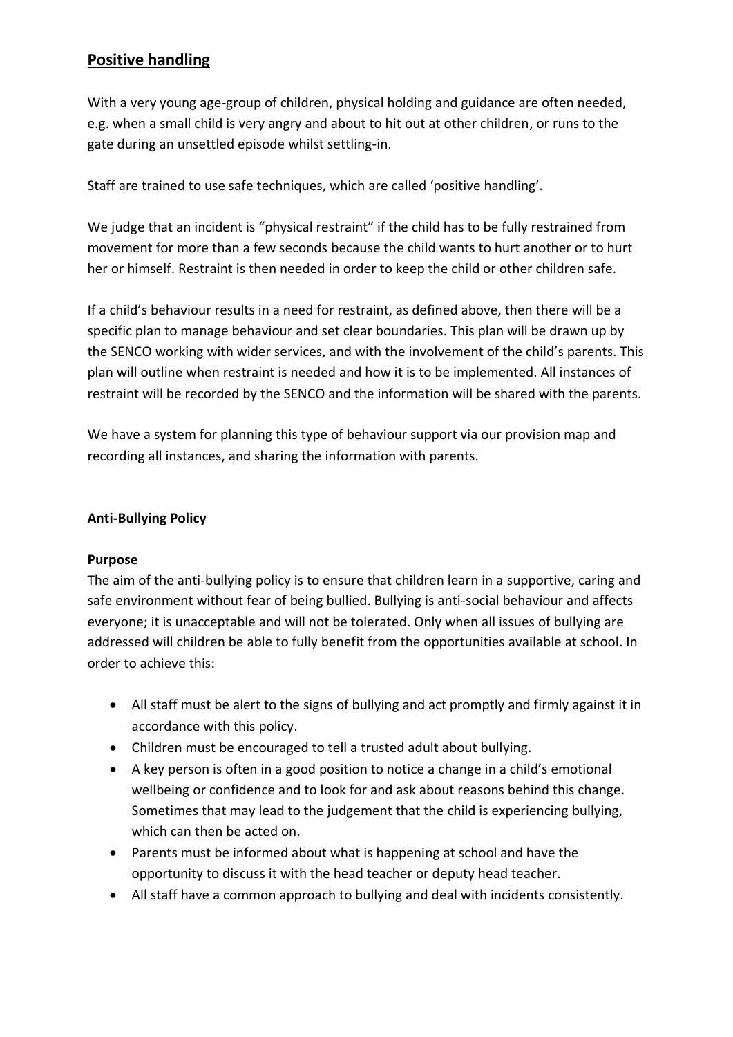## Positive handling

With a very young age-group of children, physical holding and guidance are often needed, e.g. when a small child is very angry and about to hit out at other children, or runs to the gate during an unsettled episode whilst settling-in.

Staff are trained to use safe techniques, which are called 'positive handling'.

We judge that an incident is "physical restraint" if the child has to be fully restrained from movement for more than a few seconds because the child wants to hurt another or to hurt her or himself. Restraint is then needed in order to keep the child or other children safe.

If a child's behaviour results in a need for restraint, as defined above, then there will be a specific plan to manage behaviour and set clear boundaries. This plan will be drawn up by the SENCO working with wider services, and with the involvement of the child's parents. This plan will outline when restraint is needed and how it is to be implemented. All instances of restraint will be recorded by the SENCO and the information will be shared with the parents.

We have a system for planning this type of behaviour support via our provision map and recording all instances, and sharing the information with parents.

### Anti-Bullying Policy

**Purpose**

The aim of the anti-bullying policy is to ensure that children learn in a supportive, caring and safe environment without fear of being bullied. Bullying is anti-social behaviour and affects everyone; it is unacceptable and will not be tolerated. Only when all issues of bullying are addressed will children be able to fully benefit from the opportunities available at school. In order to achieve this:

- All staff must be alert to the signs of bullying and act promptly and firmly against it in accordance with this policy.
- Children must be encouraged to tell a trusted adult about bullying.
- A key person is often in a good position to notice a change in a child's emotional wellbeing or confidence and to look for and ask about reasons behind this change. Sometimes that may lead to the judgement that the child is experiencing bullying, which can then be acted on.
- Parents must be informed about what is happening at school and have the opportunity to discuss it with the head teacher or deputy head teacher.
- All staff have a common approach to bullying and deal with incidents consistently.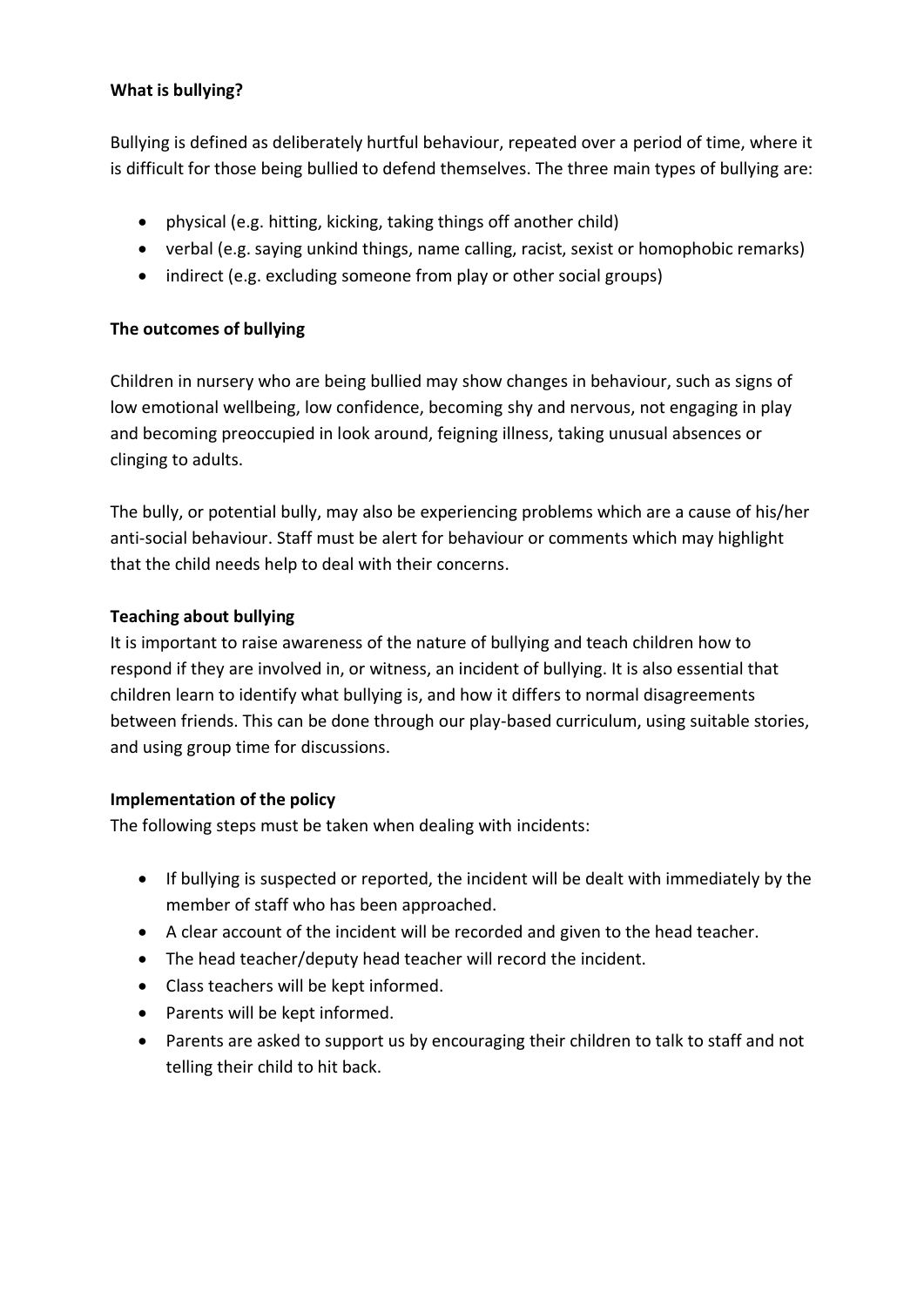**What is bullying?**

Bullying is defined as deliberately hurtful behaviour, repeated over a period of time, where it is difficult for those being bullied to defend themselves. The three main types of bullying are:

- physical (e.g. hitting, kicking, taking things off another child)
- verbal (e.g. saying unkind things, name calling, racist, sexist or homophobic remarks)
- indirect (e.g. excluding someone from play or other social groups)

**The outcomes of bullying**

Children in nursery who are being bullied may show changes in behaviour, such as signs of low emotional wellbeing, low confidence, becoming shy and nervous, not engaging in play and becoming preoccupied in look around, feigning illness, taking unusual absences or clinging to adults.

The bully, or potential bully, may also be experiencing problems which are a cause of his/her anti-social behaviour. Staff must be alert for behaviour or comments which may highlight that the child needs help to deal with their concerns.

**Teaching about bullying**

It is important to raise awareness of the nature of bullying and teach children how to respond if they are involved in, or witness, an incident of bullying. It is also essential that children learn to identify what bullying is, and how it differs to normal disagreements between friends. This can be done through our play-based curriculum, using suitable stories, and using group time for discussions.

**Implementation of the policy**

The following steps must be taken when dealing with incidents:

- If bullying is suspected or reported, the incident will be dealt with immediately by the member of staff who has been approached.
- A clear account of the incident will be recorded and given to the head teacher.
- The head teacher/deputy head teacher will record the incident.
- Class teachers will be kept informed.
- Parents will be kept informed.
- Parents are asked to support us by encouraging their children to talk to staff and not telling their child to hit back.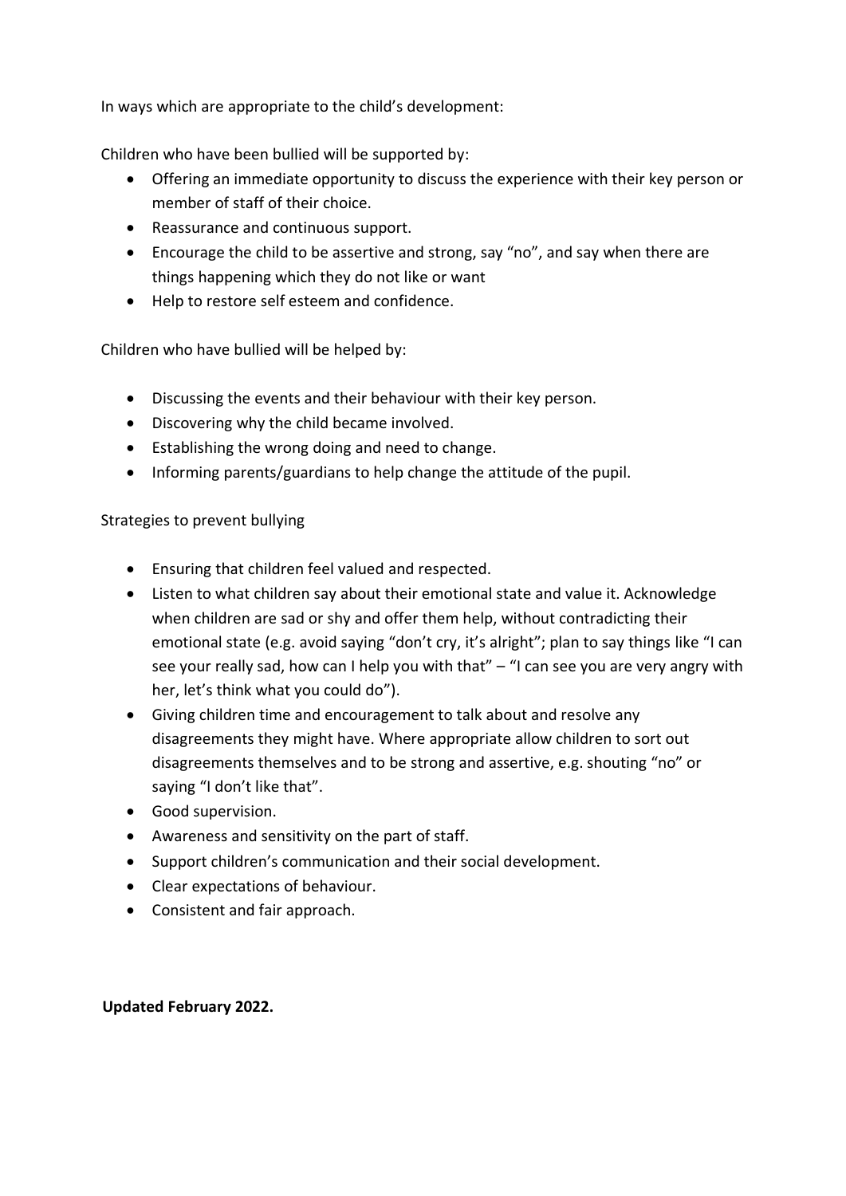In ways which are appropriate to the child's development:

Children who have been bullied will be supported by:

- Offering an immediate opportunity to discuss the experience with their key person or member of staff of their choice.
- Reassurance and continuous support.
- Encourage the child to be assertive and strong, say "no", and say when there are things happening which they do not like or want
- Help to restore self esteem and confidence.

Children who have bullied will be helped by:

- Discussing the events and their behaviour with their key person.
- Discovering why the child became involved.
- Establishing the wrong doing and need to change.
- Informing parents/guardians to help change the attitude of the pupil.

Strategies to prevent bullying

- Ensuring that children feel valued and respected.
- Listen to what children say about their emotional state and value it. Acknowledge when children are sad or shy and offer them help, without contradicting their emotional state (e.g. avoid saying "don't cry, it's alright"; plan to say things like "I can see your really sad, how can I help you with that" – "I can see you are very angry with her, let's think what you could do").
- Giving children time and encouragement to talk about and resolve any disagreements they might have. Where appropriate allow children to sort out disagreements themselves and to be strong and assertive, e.g. shouting "no" or saying "I don't like that".
- Good supervision.
- Awareness and sensitivity on the part of staff.
- Support children's communication and their social development.
- Clear expectations of behaviour.
- Consistent and fair approach.

**Updated February 2022.**